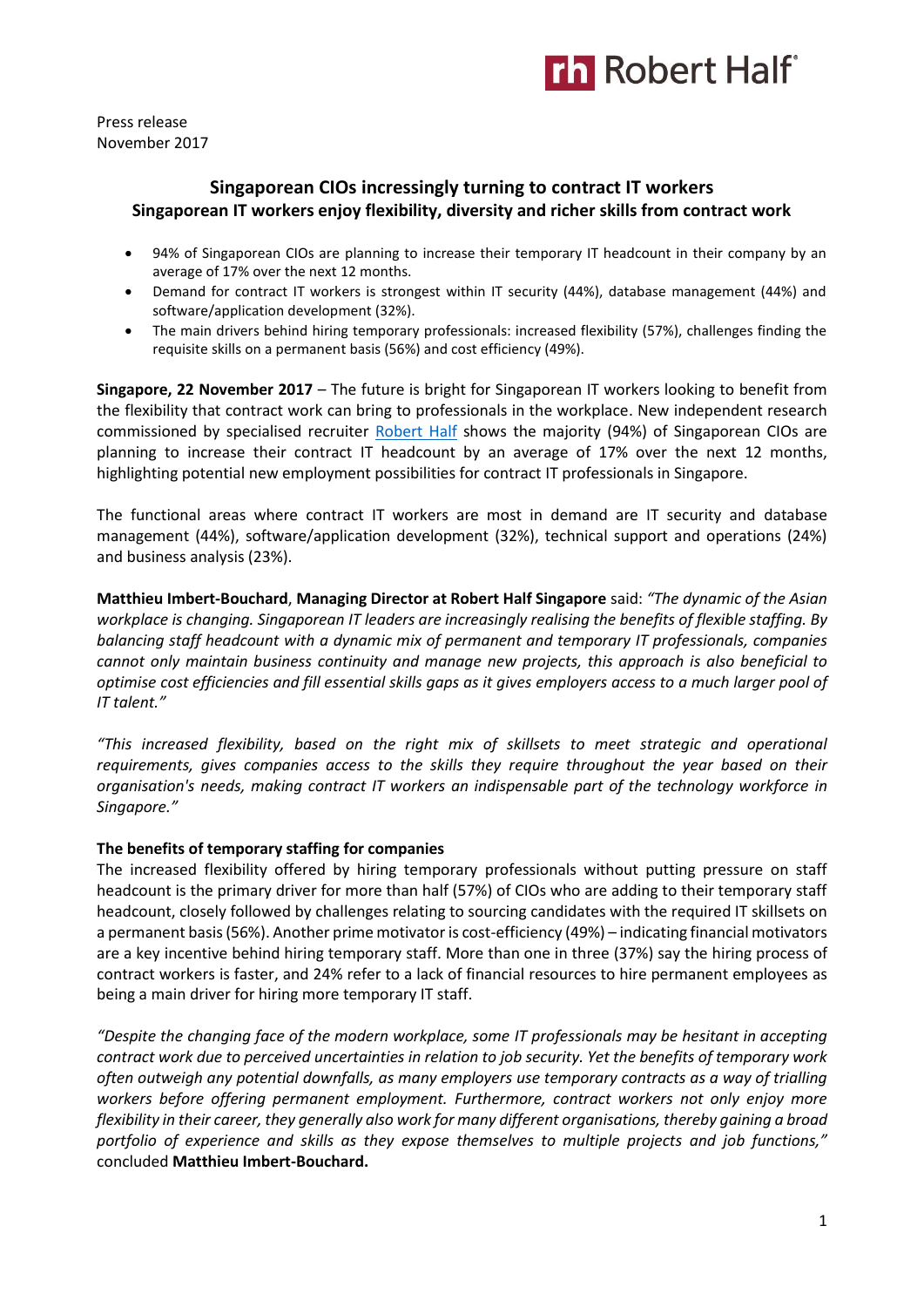Press release
November 2017

## Singaporean CIOs incressingly turning to contract IT workers
### Singaporean IT workers enjoy flexibility, diversity and richer skills from contract work

- 94% of Singaporean CIOs are planning to increase their temporary IT headcount in their company by an average of 17% over the next 12 months.
- Demand for contract IT workers is strongest within IT security (44%), database management (44%) and software/application development (32%).
- The main drivers behind hiring temporary professionals: increased flexibility (57%), challenges finding the requisite skills on a permanent basis (56%) and cost efficiency (49%).

**Singapore, 22 November 2017** – The future is bright for Singaporean IT workers looking to benefit from the flexibility that contract work can bring to professionals in the workplace. New independent research commissioned by specialised recruiter Robert Half shows the majority (94%) of Singaporean CIOs are planning to increase their contract IT headcount by an average of 17% over the next 12 months, highlighting potential new employment possibilities for contract IT professionals in Singapore.

The functional areas where contract IT workers are most in demand are IT security and database management (44%), software/application development (32%), technical support and operations (24%) and business analysis (23%).

**Matthieu Imbert-Bouchard**, **Managing Director at Robert Half Singapore** said: *"The dynamic of the Asian workplace is changing. Singaporean IT leaders are increasingly realising the benefits of flexible staffing. By balancing staff headcount with a dynamic mix of permanent and temporary IT professionals, companies cannot only maintain business continuity and manage new projects, this approach is also beneficial to optimise cost efficiencies and fill essential skills gaps as it gives employers access to a much larger pool of IT talent."*

*"This increased flexibility, based on the right mix of skillsets to meet strategic and operational requirements, gives companies access to the skills they require throughout the year based on their organisation's needs, making contract IT workers an indispensable part of the technology workforce in Singapore."*

**The benefits of temporary staffing for companies**

The increased flexibility offered by hiring temporary professionals without putting pressure on staff headcount is the primary driver for more than half (57%) of CIOs who are adding to their temporary staff headcount, closely followed by challenges relating to sourcing candidates with the required IT skillsets on a permanent basis (56%). Another prime motivator is cost-efficiency (49%) – indicating financial motivators are a key incentive behind hiring temporary staff. More than one in three (37%) say the hiring process of contract workers is faster, and 24% refer to a lack of financial resources to hire permanent employees as being a main driver for hiring more temporary IT staff.

*"Despite the changing face of the modern workplace, some IT professionals may be hesitant in accepting contract work due to perceived uncertainties in relation to job security. Yet the benefits of temporary work often outweigh any potential downfalls, as many employers use temporary contracts as a way of trialling workers before offering permanent employment. Furthermore, contract workers not only enjoy more flexibility in their career, they generally also work for many different organisations, thereby gaining a broad portfolio of experience and skills as they expose themselves to multiple projects and job functions,"* concluded **Matthieu Imbert-Bouchard.**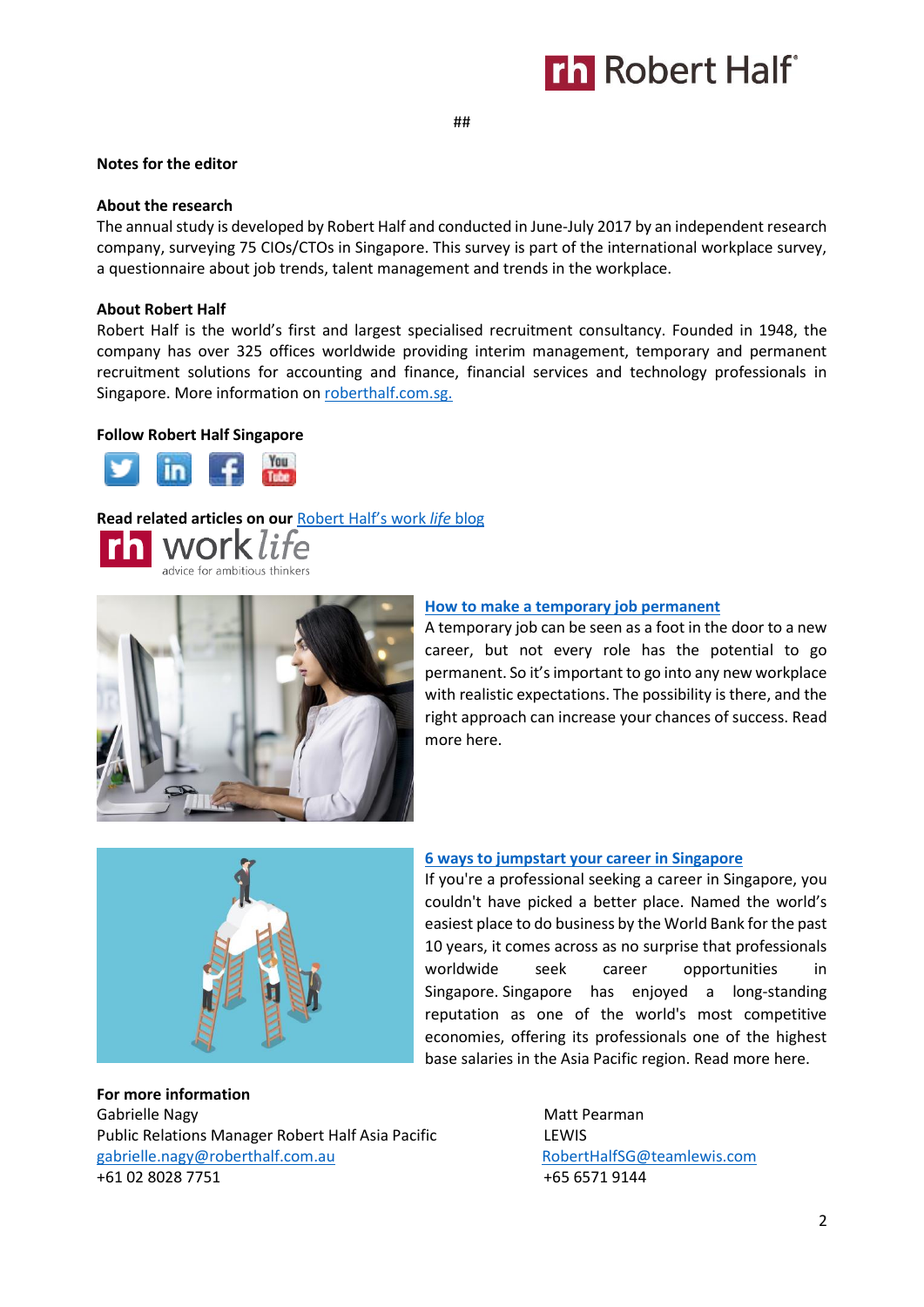##

**Notes for the editor**

**About the research**

The annual study is developed by Robert Half and conducted in June-July 2017 by an independent research company, surveying 75 CIOs/CTOs in Singapore. This survey is part of the international workplace survey, a questionnaire about job trends, talent management and trends in the workplace.

**About Robert Half**

Robert Half is the world's first and largest specialised recruitment consultancy. Founded in 1948, the company has over 325 offices worldwide providing interim management, temporary and permanent recruitment solutions for accounting and finance, financial services and technology professionals in Singapore. More information on roberthalf.com.sg.

**Follow Robert Half Singapore**

**Read related articles on our** Robert Half's work *life* blog

work *life*
advice for ambitious thinkers

**How to make a temporary job permanent**

A temporary job can be seen as a foot in the door to a new career, but not every role has the potential to go permanent. So it's important to go into any new workplace with realistic expectations. The possibility is there, and the right approach can increase your chances of success. Read more here.

**6 ways to jumpstart your career in Singapore**

If you're a professional seeking a career in Singapore, you couldn't have picked a better place. Named the world's easiest place to do business by the World Bank for the past 10 years, it comes across as no surprise that professionals worldwide seek career opportunities in Singapore. Singapore has enjoyed a long-standing reputation as one of the world's most competitive economies, offering its professionals one of the highest base salaries in the Asia Pacific region. Read more here.

**For more information**

Gabrielle Nagy
Public Relations Manager Robert Half Asia Pacific
gabrielle.nagy@roberthalf.com.au
+61 02 8028 7751

Matt Pearman
LEWIS
RobertHalfSG@teamlewis.com
+65 6571 9144